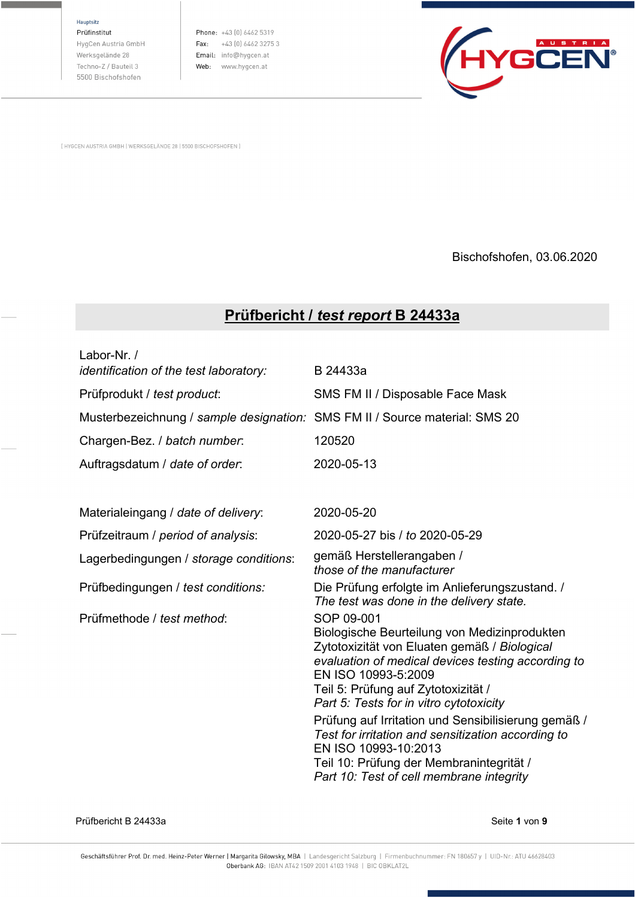Hauptsitz
Prüfinstitut
HygCen Austria GmbH
Werksgelände 28
Techno-Z / Bauteil 3
5500 Bischofshofen

Phone: +43 (0) 6462 5319
Fax: +43 (0) 6462 3275 3
Email: info@hygcen.at
Web: www.hygcen.at

[ HYGCEN AUSTRIA GMBH | WERKSGELÄNDE 28 | 5500 BISCHOFSHOFEN ]

Bischofshofen, 03.06.2020

# Prüfbericht / *test report* B 24433a

| | |
|---|---|
| Labor-Nr. / *identification of the test laboratory:* | B 24433a |
| Prüfprodukt / *test product*: | SMS FM II / Disposable Face Mask |
| Musterbezeichnung / *sample designation:* | SMS FM II / Source material: SMS 20 |
| Chargen-Bez. / *batch number*: | 120520 |
| Auftragsdatum / *date of order*: | 2020-05-13 |
| Materialeingang / *date of delivery*: | 2020-05-20 |
| Prüfzeitraum / *period of analysis*: | 2020-05-27 bis / *to* 2020-05-29 |
| Lagerbedingungen / *storage conditions*: | gemäß Herstellerangaben / *those of the manufacturer* |
| Prüfbedingungen / *test conditions:* | Die Prüfung erfolgte im Anlieferungszustand. / *The test was done in the delivery state.* |
| Prüfmethode / *test method*: | SOP 09-001<br>Biologische Beurteilung von Medizinprodukten Zytotoxizität von Eluaten gemäß / *Biological evaluation of medical devices testing according to* EN ISO 10993-5:2009<br>Teil 5: Prüfung auf Zytotoxizität / *Part 5: Tests for in vitro cytotoxicity*<br>Prüfung auf Irritation und Sensibilisierung gemäß / *Test for irritation and sensitization according to* EN ISO 10993-10:2013<br>Teil 10: Prüfung der Membranintegrität / *Part 10: Test of cell membrane integrity* |

Geschäftsführer Prof. Dr. med. Heinz-Peter Werner | Margarita Gilowsky, MBA | Landesgericht Salzburg | Firmenbuchnummer: FN 180657 y | UID-Nr.: ATU 46628403
Oberbank AG: IBAN AT42 1509 2001 4103 1948 | BIC OBKLAT2L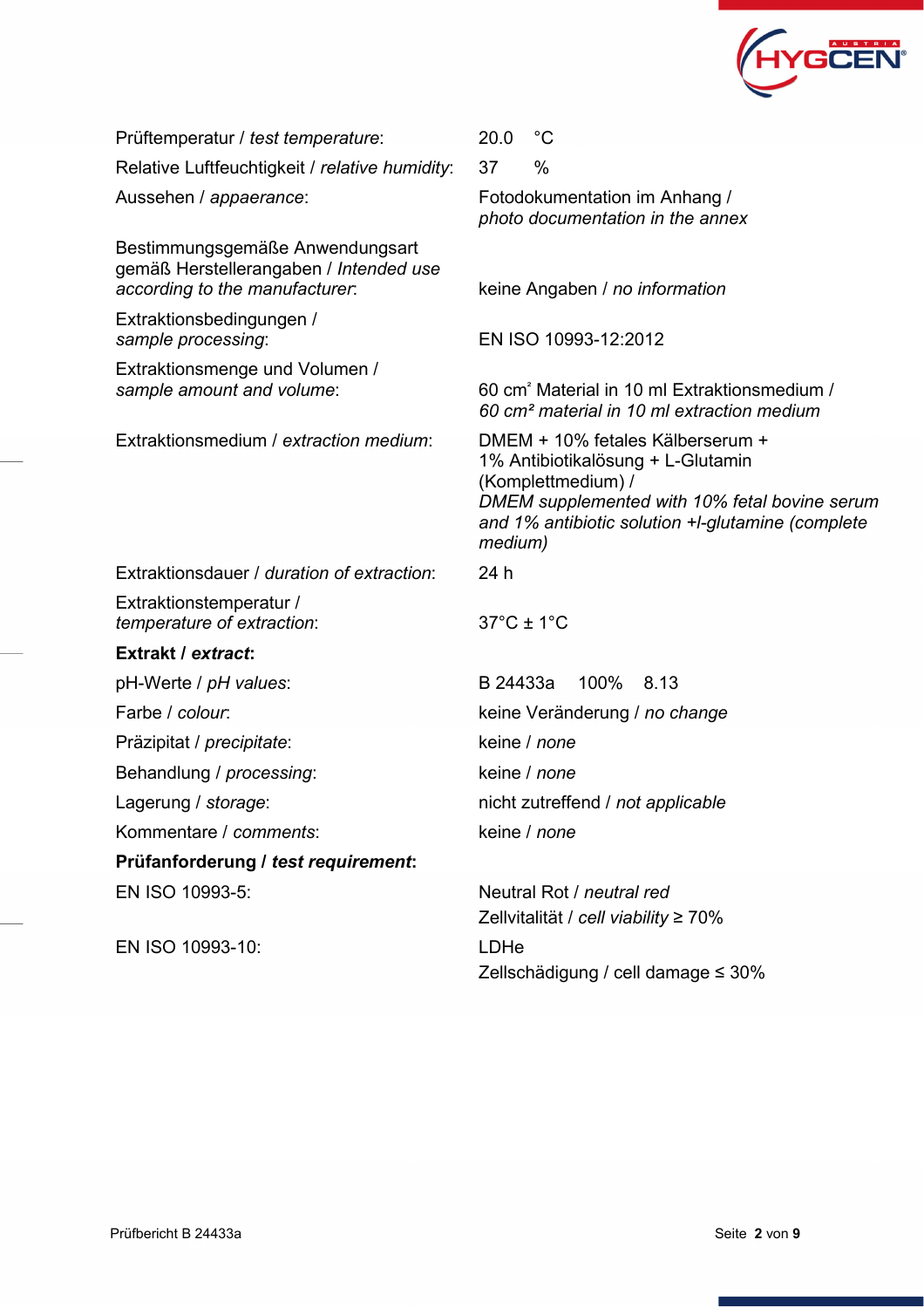| | |
|---|---|
| Prüftemperatur / *test temperature*: | 20.0 °C |
| Relative Luftfeuchtigkeit / *relative humidity*: | 37 % |
| Aussehen / *appearance*: | Fotodokumentation im Anhang / *photo documentation in the annex* |
| Bestimmungsgemäße Anwendungsart gemäß Herstellerangaben / *Intended use according to the manufacturer*: | keine Angaben / *no information* |
| Extraktionsbedingungen / *sample processing*: | EN ISO 10993-12:2012 |
| Extraktionsmenge und Volumen / *sample amount and volume*: | 60 cm² Material in 10 ml Extraktionsmedium / *60 cm² material in 10 ml extraction medium* |
| Extraktionsmedium / *extraction medium*: | DMEM + 10% fetales Kälberserum + 1% Antibiotikalösung + L-Glutamin (Komplettmedium) / *DMEM supplemented with 10% fetal bovine serum and 1% antibiotic solution +l-glutamine (complete medium)* |
| Extraktionsdauer / *duration of extraction*: | 24 h |
| Extraktionstemperatur / *temperature of extraction*: | 37°C ± 1°C |

**Extrakt / *extract*:**

| | |
|---|---|
| pH-Werte / *pH values*: | B 24433a 100% 8.13 |
| Farbe / *colour*: | keine Veränderung / *no change* |
| Präzipitat / *precipitate*: | keine / *none* |
| Behandlung / *processing*: | keine / *none* |
| Lagerung / *storage*: | nicht zutreffend / *not applicable* |
| Kommentare / *comments*: | keine / *none* |

**Prüfanforderung / *test requirement*:**

| | |
|---|---|
| EN ISO 10993-5: | Neutral Rot / *neutral red* Zellvitalität / *cell viability* ≥ 70% |
| EN ISO 10993-10: | LDHe Zellschädigung / cell damage ≤ 30% |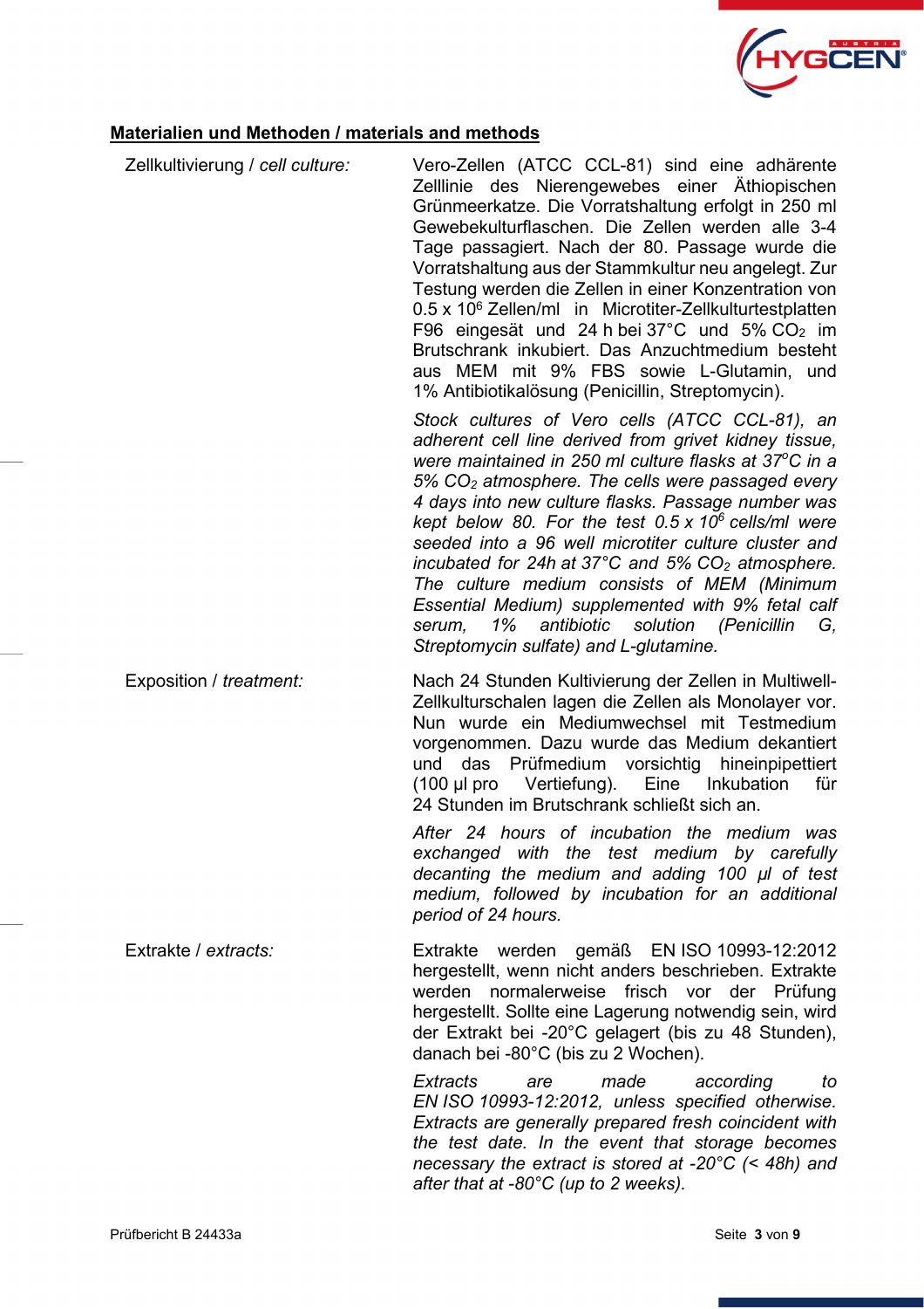## Materialien und Methoden / materials and methods

**Zellkultivierung / *cell culture:***

Vero-Zellen (ATCC CCL-81) sind eine adhärente Zelllinie des Nierengewebes einer Äthiopischen Grünmeerkatze. Die Vorratshaltung erfolgt in 250 ml Gewebekulturflaschen. Die Zellen werden alle 3-4 Tage passagiert. Nach der 80. Passage wurde die Vorratshaltung aus der Stammkultur neu angelegt. Zur Testung werden die Zellen in einer Konzentration von $0.5 \times 10^6$ Zellen/ml in Microtiter-Zellkulturtestplatten F96 eingesät und 24 h bei 37°C und 5% $CO_2$ im Brutschrank inkubiert. Das Anzuchtmedium besteht aus MEM mit 9% FBS sowie L-Glutamin, und 1% Antibiotikalösung (Penicillin, Streptomycin).

*Stock cultures of Vero cells (ATCC CCL-81), an adherent cell line derived from grivet kidney tissue, were maintained in 250 ml culture flasks at 37°C in a 5% $CO_2$ atmosphere. The cells were passaged every 4 days into new culture flasks. Passage number was kept below 80. For the test $0.5 \times 10^6$ cells/ml were seeded into a 96 well microtiter culture cluster and incubated for 24h at 37°C and 5% $CO_2$ atmosphere. The culture medium consists of MEM (Minimum Essential Medium) supplemented with 9% fetal calf serum, 1% antibiotic solution (Penicillin G, Streptomycin sulfate) and L-glutamine.*

**Exposition / *treatment:***

Nach 24 Stunden Kultivierung der Zellen in Multiwell-Zellkulturschalen lagen die Zellen als Monolayer vor. Nun wurde ein Mediumwechsel mit Testmedium vorgenommen. Dazu wurde das Medium dekantiert und das Prüfmedium vorsichtig hineinpipettiert (100 µl pro Vertiefung). Eine Inkubation für 24 Stunden im Brutschrank schließt sich an.

*After 24 hours of incubation the medium was exchanged with the test medium by carefully decanting the medium and adding 100 µl of test medium, followed by incubation for an additional period of 24 hours.*

**Extrakte / *extracts:***

Extrakte werden gemäß EN ISO 10993-12:2012 hergestellt, wenn nicht anders beschrieben. Extrakte werden normalerweise frisch vor der Prüfung hergestellt. Sollte eine Lagerung notwendig sein, wird der Extrakt bei -20°C gelagert (bis zu 48 Stunden), danach bei -80°C (bis zu 2 Wochen).

*Extracts are made according to EN ISO 10993-12:2012, unless specified otherwise. Extracts are generally prepared fresh coincident with the test date. In the event that storage becomes necessary the extract is stored at -20°C (< 48h) and after that at -80°C (up to 2 weeks).*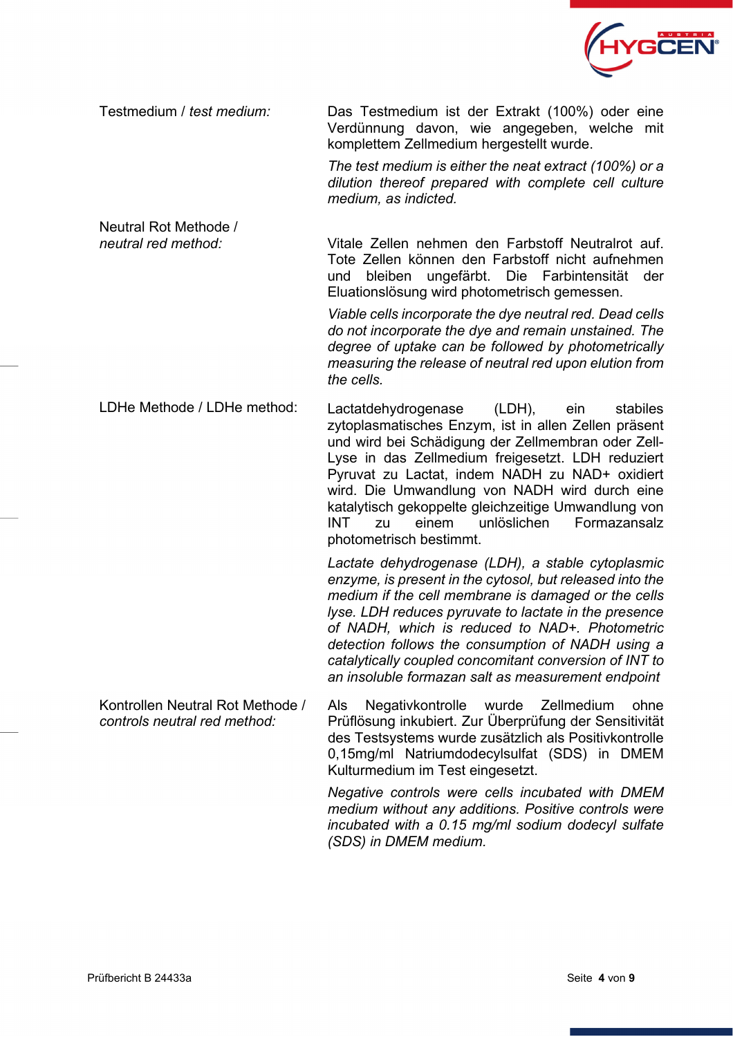| | |
|---|---|
| Testmedium / *test medium:* | Das Testmedium ist der Extrakt (100%) oder eine Verdünnung davon, wie angegeben, welche mit komplettem Zellmedium hergestellt wurde.<br><br>*The test medium is either the neat extract (100%) or a dilution thereof prepared with complete cell culture medium, as indicted.* |
| Neutral Rot Methode / *neutral red method:* | Vitale Zellen nehmen den Farbstoff Neutralrot auf. Tote Zellen können den Farbstoff nicht aufnehmen und bleiben ungefärbt. Die Farbintensität der Eluationslösung wird photometrisch gemessen.<br><br>*Viable cells incorporate the dye neutral red. Dead cells do not incorporate the dye and remain unstained. The degree of uptake can be followed by photometrically measuring the release of neutral red upon elution from the cells.* |
| LDHe Methode / LDHe method: | Lactatdehydrogenase (LDH), ein stabiles zytoplasmatisches Enzym, ist in allen Zellen präsent und wird bei Schädigung der Zellmembran oder Zell-Lyse in das Zellmedium freigesetzt. LDH reduziert Pyruvat zu Lactat, indem NADH zu NAD+ oxidiert wird. Die Umwandlung von NADH wird durch eine katalytisch gekoppelte gleichzeitige Umwandlung von INT zu einem unlöslichen Formazansalz photometrisch bestimmt.<br><br>*Lactate dehydrogenase (LDH), a stable cytoplasmic enzyme, is present in the cytosol, but released into the medium if the cell membrane is damaged or the cells lyse. LDH reduces pyruvate to lactate in the presence of NADH, which is reduced to NAD+. Photometric detection follows the consumption of NADH using a catalytically coupled concomitant conversion of INT to an insoluble formazan salt as measurement endpoint* |
| Kontrollen Neutral Rot Methode / *controls neutral red method:* | Als Negativkontrolle wurde Zellmedium ohne Prüflösung inkubiert. Zur Überprüfung der Sensitivität des Testsystems wurde zusätzlich als Positivkontrolle 0,15mg/ml Natriumdodecylsulfat (SDS) in DMEM Kulturmedium im Test eingesetzt.<br><br>*Negative controls were cells incubated with DMEM medium without any additions. Positive controls were incubated with a 0.15 mg/ml sodium dodecyl sulfate (SDS) in DMEM medium.* |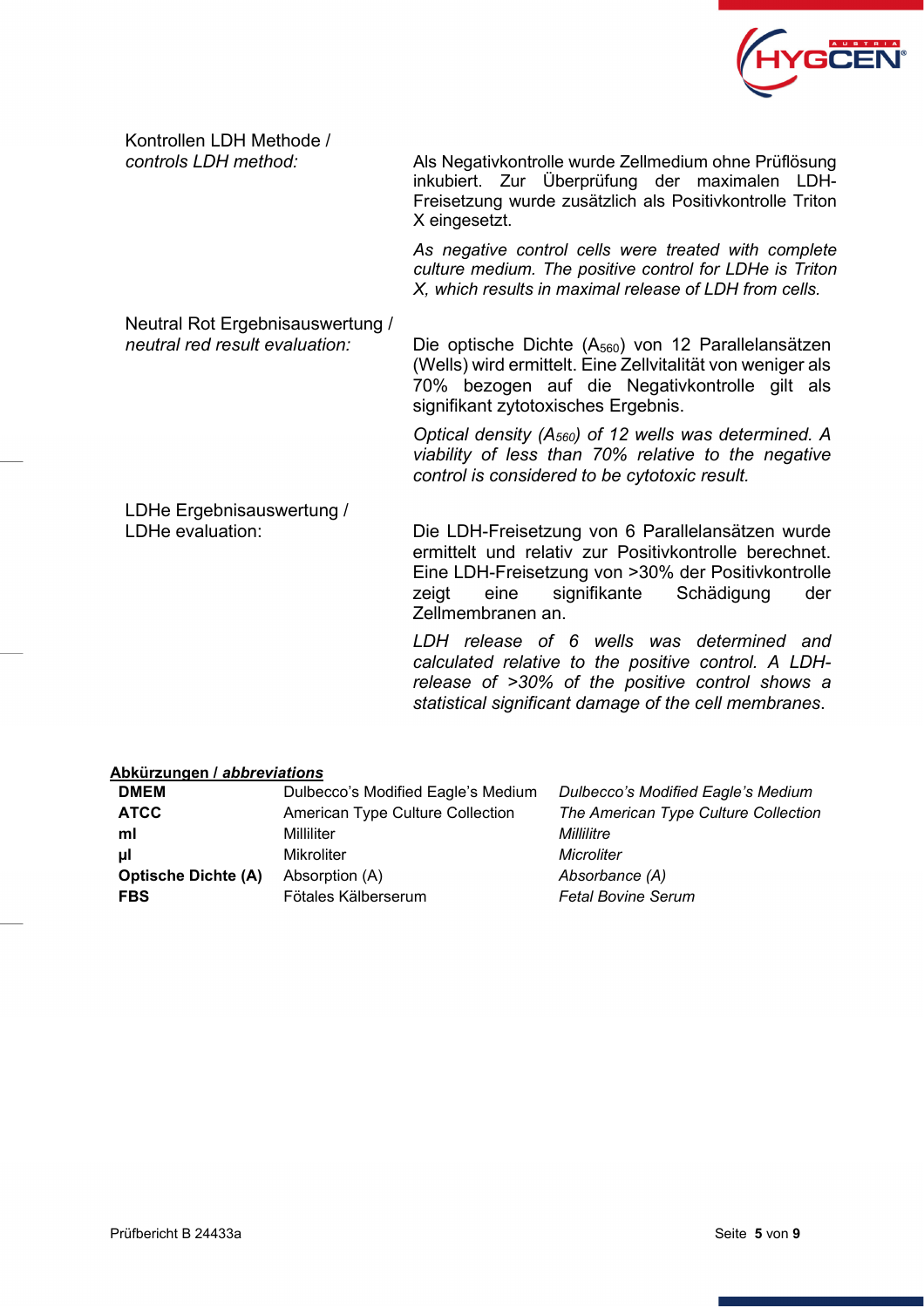| | |
|---|---|
| Kontrollen LDH Methode / *controls LDH method:* | Als Negativkontrolle wurde Zellmedium ohne Prüflösung inkubiert. Zur Überprüfung der maximalen LDH-Freisetzung wurde zusätzlich als Positivkontrolle Triton X eingesetzt.<br><br>*As negative control cells were treated with complete culture medium. The positive control for LDHe is Triton X, which results in maximal release of LDH from cells.* |
| Neutral Rot Ergebnisauswertung / *neutral red result evaluation:* | Die optische Dichte ($A_{560}$) von 12 Parallelansätzen (Wells) wird ermittelt. Eine Zellvitalität von weniger als 70% bezogen auf die Negativkontrolle gilt als signifikant zytotoxisches Ergebnis.<br><br>*Optical density ($A_{560}$) of 12 wells was determined. A viability of less than 70% relative to the negative control is considered to be cytotoxic result.* |
| LDHe Ergebnisauswertung / LDHe evaluation: | Die LDH-Freisetzung von 6 Parallelansätzen wurde ermittelt und relativ zur Positivkontrolle berechnet. Eine LDH-Freisetzung von >30% der Positivkontrolle zeigt eine signifikante Schädigung der Zellmembranen an.<br><br>*LDH release of 6 wells was determined and calculated relative to the positive control. A LDH-release of >30% of the positive control shows a statistical significant damage of the cell membranes.* |

**Abkürzungen / *abbreviations***

| | | |
|---|---|---|
| **DMEM** | Dulbecco's Modified Eagle's Medium | *Dulbecco's Modified Eagle's Medium* |
| **ATCC** | American Type Culture Collection | *The American Type Culture Collection* |
| **ml** | Milliliter | *Millilitre* |
| **µl** | Mikroliter | *Microliter* |
| **Optische Dichte (A)** | Absorption (A) | *Absorbance (A)* |
| **FBS** | Fötales Kälberserum | *Fetal Bovine Serum* |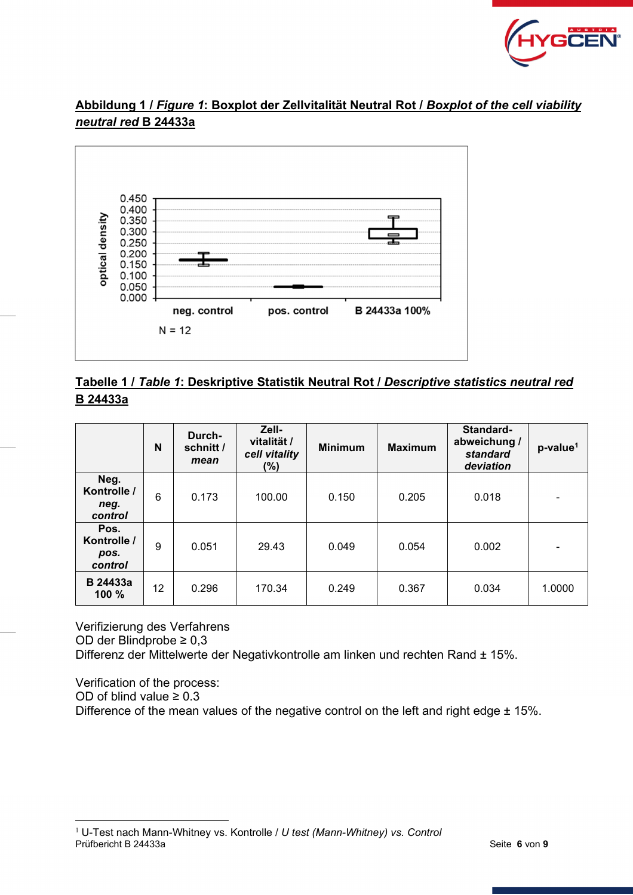**Abbildung 1 / *Figure 1*: Boxplot der Zellvitalität Neutral Rot / *Boxplot of the cell viability neutral red* B 24433a**

**Tabelle 1 / *Table 1*: Deskriptive Statistik Neutral Rot / *Descriptive statistics neutral red* B 24433a**

| | N | Durch-schnitt / *mean* | Zell-vitalität / *cell vitality* (%) | Minimum | Maximum | Standard-abweichung / *standard deviation* | p-value[1] |
|---|---|---|---|---|---|---|---|
| **Neg. Kontrolle / *neg. control*** | 6 | 0.173 | 100.00 | 0.150 | 0.205 | 0.018 | - |
| **Pos. Kontrolle / *pos. control*** | 9 | 0.051 | 29.43 | 0.049 | 0.054 | 0.002 | - |
| **B 24433a 100 %** | 12 | 0.296 | 170.34 | 0.249 | 0.367 | 0.034 | 1.0000 |

Verifizierung des Verfahrens
OD der Blindprobe ≥ 0,3
Differenz der Mittelwerte der Negativkontrolle am linken und rechten Rand ± 15%.

Verification of the process:
OD of blind value ≥ 0.3
Difference of the mean values of the negative control on the left and right edge ± 15%.

[1] U-Test nach Mann-Whitney vs. Kontrolle / *U test (Mann-Whitney) vs. Control*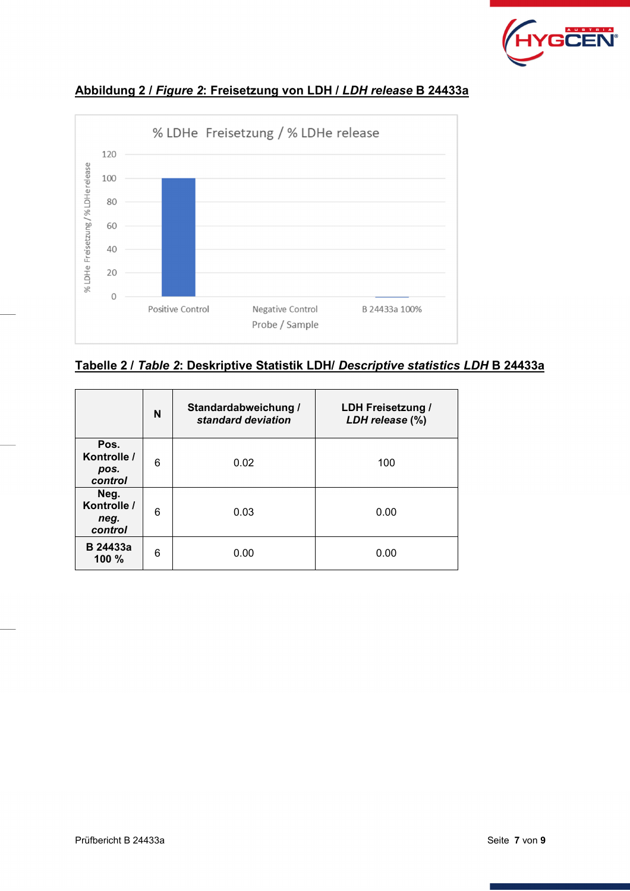**<u>Abbildung 2 / *Figure 2*: Freisetzung von LDH / *LDH release* B 24433a</u>**

% LDHe Freisetzung / % LDHe release

**<u>Tabelle 2 / *Table 2*: Deskriptive Statistik LDH/ *Descriptive statistics LDH* B 24433a</u>**

| | N | Standardabweichung / *standard deviation* | LDH Freisetzung / *LDH release* (%) |
|---|---|---|---|
| **Pos. Kontrolle / *pos. control*** | 6 | 0.02 | 100 |
| **Neg. Kontrolle / *neg. control*** | 6 | 0.03 | 0.00 |
| **B 24433a 100 %** | 6 | 0.00 | 0.00 |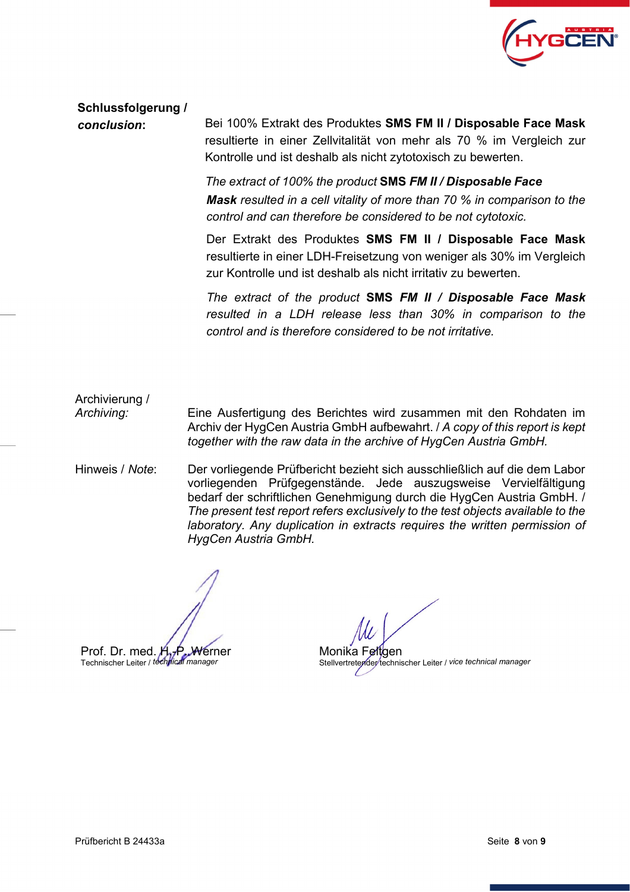**Schlussfolgerung / *conclusion*:**

Bei 100% Extrakt des Produktes **SMS FM II / Disposable Face Mask** resultierte in einer Zellvitalität von mehr als 70 % im Vergleich zur Kontrolle und ist deshalb als nicht zytotoxisch zu bewerten.

*The extract of 100% the product* **SMS *FM II / Disposable Face Mask*** *resulted in a cell vitality of more than 70 % in comparison to the control and can therefore be considered to be not cytotoxic.*

Der Extrakt des Produktes **SMS FM II / Disposable Face Mask** resultierte in einer LDH-Freisetzung von weniger als 30% im Vergleich zur Kontrolle und ist deshalb als nicht irritativ zu bewerten.

*The extract of the product* **SMS *FM II / Disposable Face Mask*** *resulted in a LDH release less than 30% in comparison to the control and is therefore considered to be not irritative.*

Archivierung / *Archiving:*

Eine Ausfertigung des Berichtes wird zusammen mit den Rohdaten im Archiv der HygCen Austria GmbH aufbewahrt. / *A copy of this report is kept together with the raw data in the archive of HygCen Austria GmbH.*

Hinweis / *Note*:

Der vorliegende Prüfbericht bezieht sich ausschließlich auf die dem Labor vorliegenden Prüfgegenstände. Jede auszugsweise Vervielfältigung bedarf der schriftlichen Genehmigung durch die HygCen Austria GmbH. / *The present test report refers exclusively to the test objects available to the laboratory. Any duplication in extracts requires the written permission of HygCen Austria GmbH.*

Prof. Dr. med. H.-P. Werner
Technischer Leiter / *technical manager*

Monika Feltgen
Stellvertretender technischer Leiter / *vice technical manager*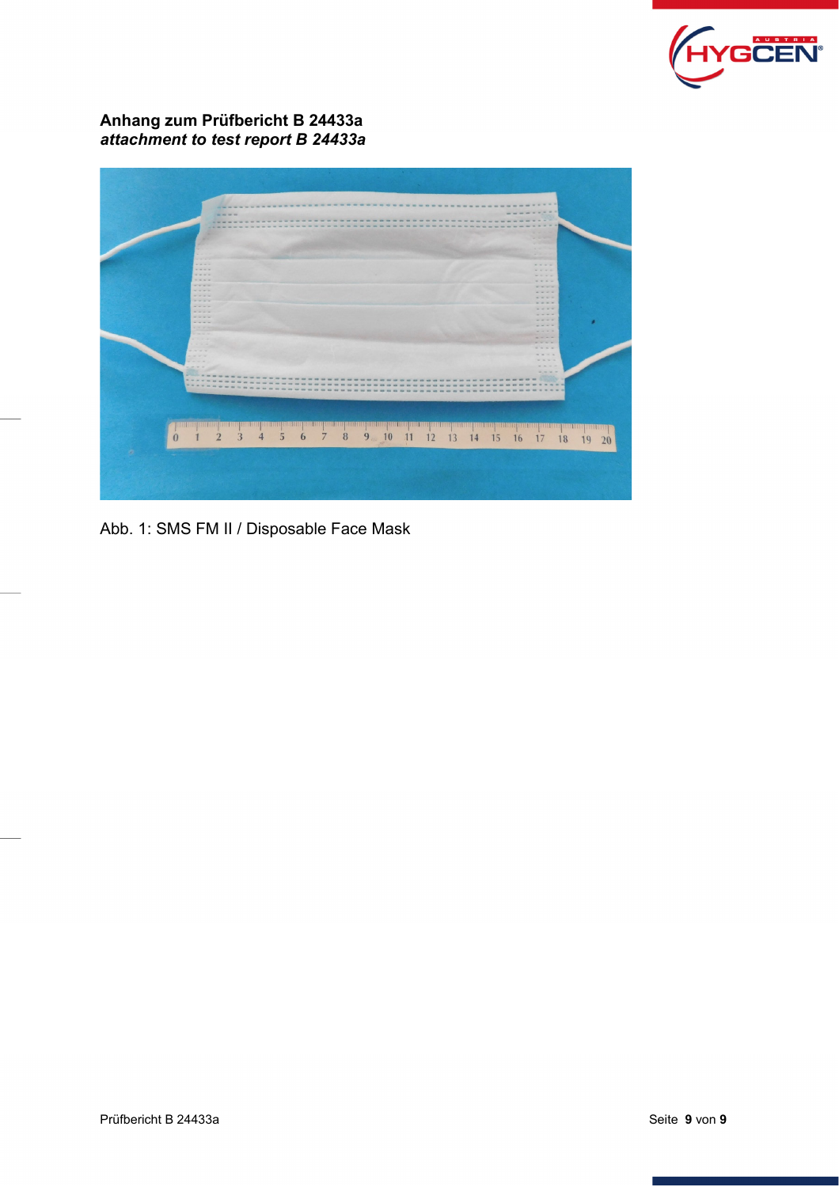**Anhang zum Prüfbericht B 24433a**
***attachment to test report B 24433a***

Abb. 1: SMS FM II / Disposable Face Mask